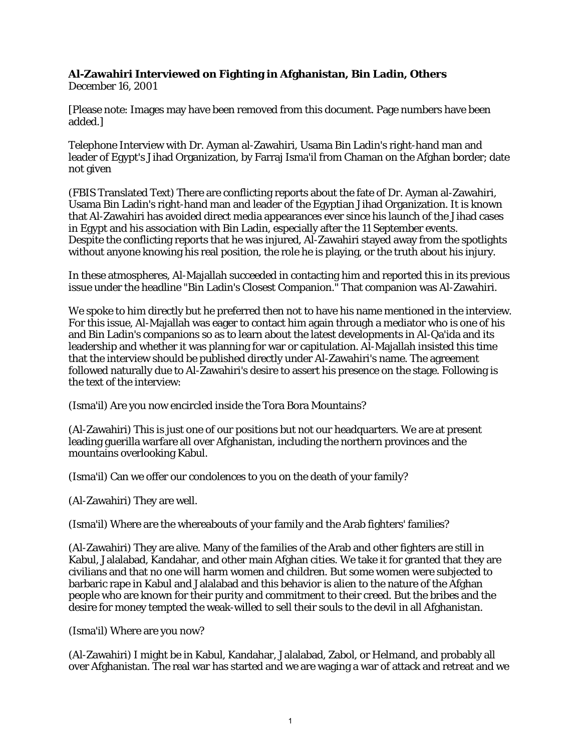**Al-Zawahiri Interviewed on Fighting in Afghanistan, Bin Ladin, Others**
December 16, 2001

[Please note: Images may have been removed from this document. Page numbers have been added.]

Telephone Interview with Dr. Ayman al-Zawahiri, Usama Bin Ladin's right-hand man and leader of Egypt's Jihad Organization, by Farraj Isma'il from Chaman on the Afghan border; date not given

(FBIS Translated Text) There are conflicting reports about the fate of Dr. Ayman al-Zawahiri, Usama Bin Ladin's right-hand man and leader of the Egyptian Jihad Organization. It is known that Al-Zawahiri has avoided direct media appearances ever since his launch of the Jihad cases in Egypt and his association with Bin Ladin, especially after the 11 September events. Despite the conflicting reports that he was injured, Al-Zawahiri stayed away from the spotlights without anyone knowing his real position, the role he is playing, or the truth about his injury.

In these atmospheres, Al-Majallah succeeded in contacting him and reported this in its previous issue under the headline "Bin Ladin's Closest Companion." That companion was Al-Zawahiri.

We spoke to him directly but he preferred then not to have his name mentioned in the interview. For this issue, Al-Majallah was eager to contact him again through a mediator who is one of his and Bin Ladin's companions so as to learn about the latest developments in Al-Qa'ida and its leadership and whether it was planning for war or capitulation. Al-Majallah insisted this time that the interview should be published directly under Al-Zawahiri's name. The agreement followed naturally due to Al-Zawahiri's desire to assert his presence on the stage. Following is the text of the interview:

(Isma'il) Are you now encircled inside the Tora Bora Mountains?

(Al-Zawahiri) This is just one of our positions but not our headquarters. We are at present leading guerilla warfare all over Afghanistan, including the northern provinces and the mountains overlooking Kabul.

(Isma'il) Can we offer our condolences to you on the death of your family?

(Al-Zawahiri) They are well.

(Isma'il) Where are the whereabouts of your family and the Arab fighters' families?

(Al-Zawahiri) They are alive. Many of the families of the Arab and other fighters are still in Kabul, Jalalabad, Kandahar, and other main Afghan cities. We take it for granted that they are civilians and that no one will harm women and children. But some women were subjected to barbaric rape in Kabul and Jalalabad and this behavior is alien to the nature of the Afghan people who are known for their purity and commitment to their creed. But the bribes and the desire for money tempted the weak-willed to sell their souls to the devil in all Afghanistan.

(Isma'il) Where are you now?

(Al-Zawahiri) I might be in Kabul, Kandahar, Jalalabad, Zabol, or Helmand, and probably all over Afghanistan. The real war has started and we are waging a war of attack and retreat and we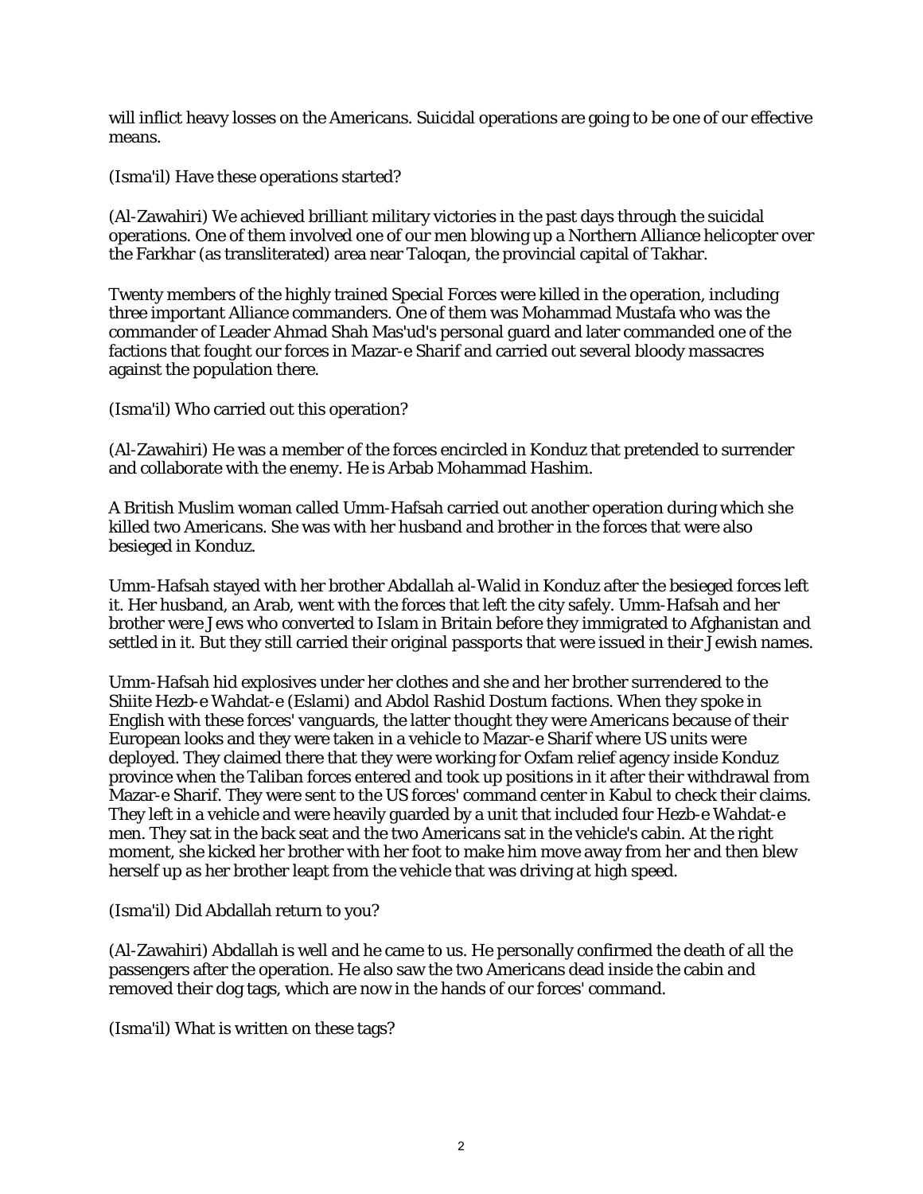will inflict heavy losses on the Americans. Suicidal operations are going to be one of our effective means.

(Isma'il) Have these operations started?

(Al-Zawahiri) We achieved brilliant military victories in the past days through the suicidal operations. One of them involved one of our men blowing up a Northern Alliance helicopter over the Farkhar (as transliterated) area near Taloqan, the provincial capital of Takhar.

Twenty members of the highly trained Special Forces were killed in the operation, including three important Alliance commanders. One of them was Mohammad Mustafa who was the commander of Leader Ahmad Shah Mas'ud's personal guard and later commanded one of the factions that fought our forces in Mazar-e Sharif and carried out several bloody massacres against the population there.

(Isma'il) Who carried out this operation?

(Al-Zawahiri) He was a member of the forces encircled in Konduz that pretended to surrender and collaborate with the enemy. He is Arbab Mohammad Hashim.

A British Muslim woman called Umm-Hafsah carried out another operation during which she killed two Americans. She was with her husband and brother in the forces that were also besieged in Konduz.

Umm-Hafsah stayed with her brother Abdallah al-Walid in Konduz after the besieged forces left it. Her husband, an Arab, went with the forces that left the city safely. Umm-Hafsah and her brother were Jews who converted to Islam in Britain before they immigrated to Afghanistan and settled in it. But they still carried their original passports that were issued in their Jewish names.

Umm-Hafsah hid explosives under her clothes and she and her brother surrendered to the Shiite Hezb-e Wahdat-e (Eslami) and Abdol Rashid Dostum factions. When they spoke in English with these forces' vanguards, the latter thought they were Americans because of their European looks and they were taken in a vehicle to Mazar-e Sharif where US units were deployed. They claimed there that they were working for Oxfam relief agency inside Konduz province when the Taliban forces entered and took up positions in it after their withdrawal from Mazar-e Sharif. They were sent to the US forces' command center in Kabul to check their claims. They left in a vehicle and were heavily guarded by a unit that included four Hezb-e Wahdat-e men. They sat in the back seat and the two Americans sat in the vehicle's cabin. At the right moment, she kicked her brother with her foot to make him move away from her and then blew herself up as her brother leapt from the vehicle that was driving at high speed.

(Isma'il) Did Abdallah return to you?

(Al-Zawahiri) Abdallah is well and he came to us. He personally confirmed the death of all the passengers after the operation. He also saw the two Americans dead inside the cabin and removed their dog tags, which are now in the hands of our forces' command.

(Isma'il) What is written on these tags?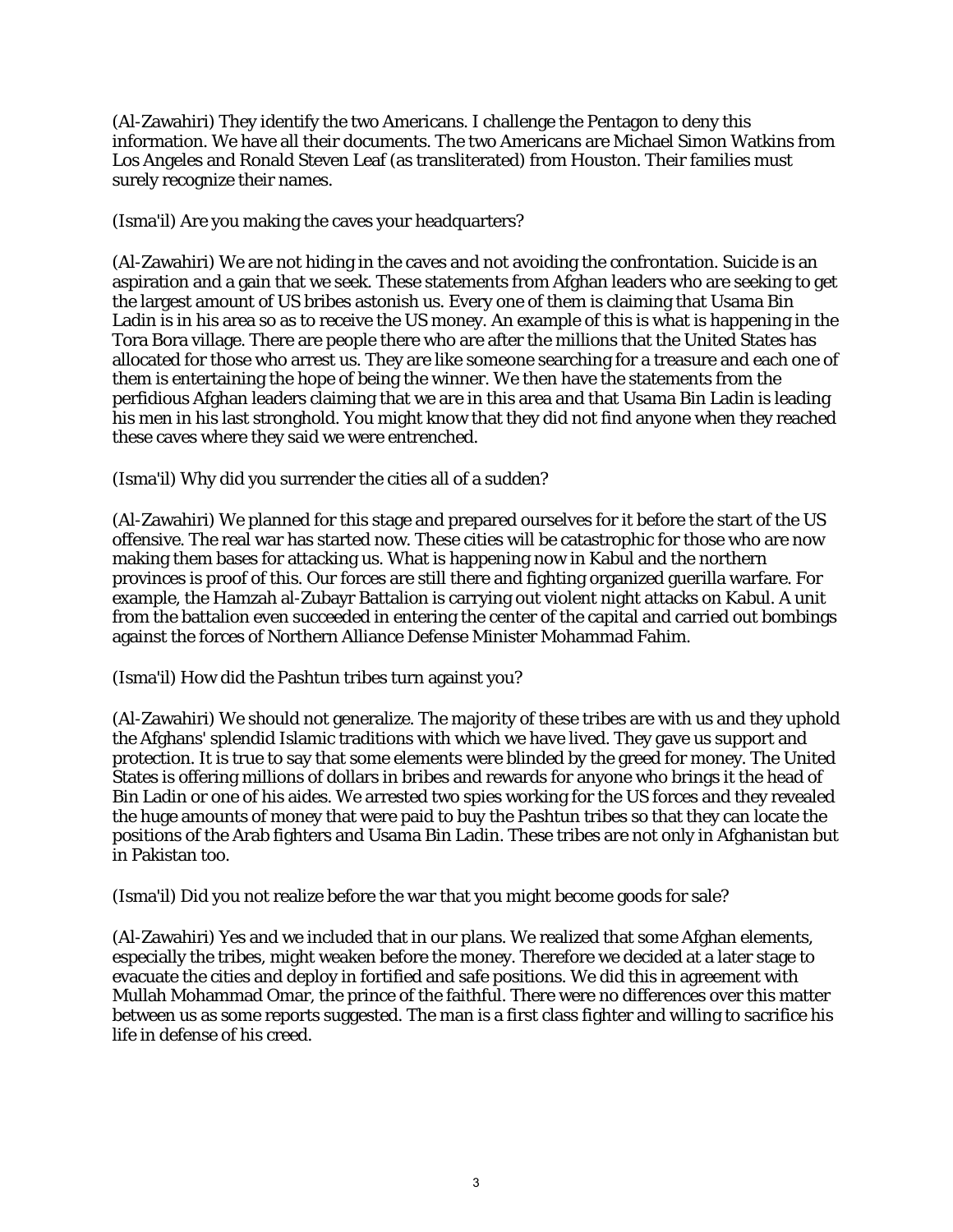(Al-Zawahiri) They identify the two Americans. I challenge the Pentagon to deny this information. We have all their documents. The two Americans are Michael Simon Watkins from Los Angeles and Ronald Steven Leaf (as transliterated) from Houston. Their families must surely recognize their names.

(Isma'il) Are you making the caves your headquarters?

(Al-Zawahiri) We are not hiding in the caves and not avoiding the confrontation. Suicide is an aspiration and a gain that we seek. These statements from Afghan leaders who are seeking to get the largest amount of US bribes astonish us. Every one of them is claiming that Usama Bin Ladin is in his area so as to receive the US money. An example of this is what is happening in the Tora Bora village. There are people there who are after the millions that the United States has allocated for those who arrest us. They are like someone searching for a treasure and each one of them is entertaining the hope of being the winner. We then have the statements from the perfidious Afghan leaders claiming that we are in this area and that Usama Bin Ladin is leading his men in his last stronghold. You might know that they did not find anyone when they reached these caves where they said we were entrenched.

(Isma'il) Why did you surrender the cities all of a sudden?

(Al-Zawahiri) We planned for this stage and prepared ourselves for it before the start of the US offensive. The real war has started now. These cities will be catastrophic for those who are now making them bases for attacking us. What is happening now in Kabul and the northern provinces is proof of this. Our forces are still there and fighting organized guerilla warfare. For example, the Hamzah al-Zubayr Battalion is carrying out violent night attacks on Kabul. A unit from the battalion even succeeded in entering the center of the capital and carried out bombings against the forces of Northern Alliance Defense Minister Mohammad Fahim.

(Isma'il) How did the Pashtun tribes turn against you?

(Al-Zawahiri) We should not generalize. The majority of these tribes are with us and they uphold the Afghans' splendid Islamic traditions with which we have lived. They gave us support and protection. It is true to say that some elements were blinded by the greed for money. The United States is offering millions of dollars in bribes and rewards for anyone who brings it the head of Bin Ladin or one of his aides. We arrested two spies working for the US forces and they revealed the huge amounts of money that were paid to buy the Pashtun tribes so that they can locate the positions of the Arab fighters and Usama Bin Ladin. These tribes are not only in Afghanistan but in Pakistan too.

(Isma'il) Did you not realize before the war that you might become goods for sale?

(Al-Zawahiri) Yes and we included that in our plans. We realized that some Afghan elements, especially the tribes, might weaken before the money. Therefore we decided at a later stage to evacuate the cities and deploy in fortified and safe positions. We did this in agreement with Mullah Mohammad Omar, the prince of the faithful. There were no differences over this matter between us as some reports suggested. The man is a first class fighter and willing to sacrifice his life in defense of his creed.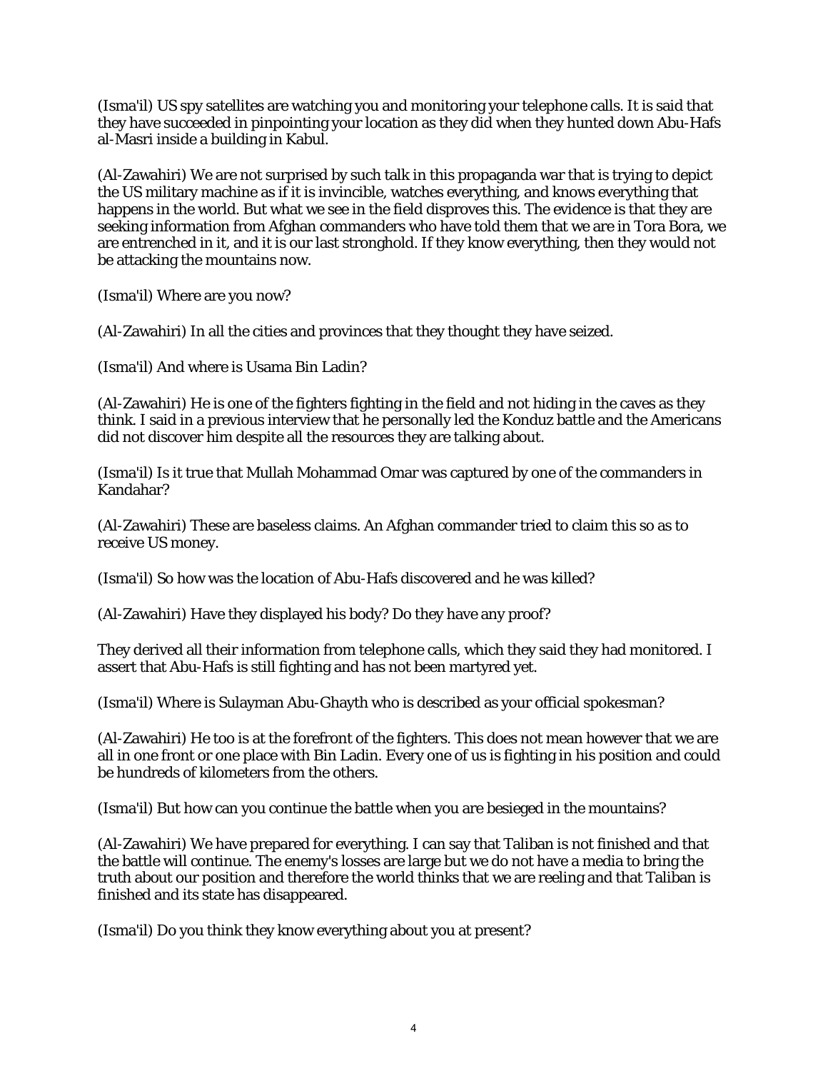(Isma'il) US spy satellites are watching you and monitoring your telephone calls. It is said that they have succeeded in pinpointing your location as they did when they hunted down Abu-Hafs al-Masri inside a building in Kabul.

(Al-Zawahiri) We are not surprised by such talk in this propaganda war that is trying to depict the US military machine as if it is invincible, watches everything, and knows everything that happens in the world. But what we see in the field disproves this. The evidence is that they are seeking information from Afghan commanders who have told them that we are in Tora Bora, we are entrenched in it, and it is our last stronghold. If they know everything, then they would not be attacking the mountains now.

(Isma'il) Where are you now?

(Al-Zawahiri) In all the cities and provinces that they thought they have seized.

(Isma'il) And where is Usama Bin Ladin?

(Al-Zawahiri) He is one of the fighters fighting in the field and not hiding in the caves as they think. I said in a previous interview that he personally led the Konduz battle and the Americans did not discover him despite all the resources they are talking about.

(Isma'il) Is it true that Mullah Mohammad Omar was captured by one of the commanders in Kandahar?

(Al-Zawahiri) These are baseless claims. An Afghan commander tried to claim this so as to receive US money.

(Isma'il) So how was the location of Abu-Hafs discovered and he was killed?

(Al-Zawahiri) Have they displayed his body? Do they have any proof?

They derived all their information from telephone calls, which they said they had monitored. I assert that Abu-Hafs is still fighting and has not been martyred yet.

(Isma'il) Where is Sulayman Abu-Ghayth who is described as your official spokesman?

(Al-Zawahiri) He too is at the forefront of the fighters. This does not mean however that we are all in one front or one place with Bin Ladin. Every one of us is fighting in his position and could be hundreds of kilometers from the others.

(Isma'il) But how can you continue the battle when you are besieged in the mountains?

(Al-Zawahiri) We have prepared for everything. I can say that Taliban is not finished and that the battle will continue. The enemy's losses are large but we do not have a media to bring the truth about our position and therefore the world thinks that we are reeling and that Taliban is finished and its state has disappeared.

(Isma'il) Do you think they know everything about you at present?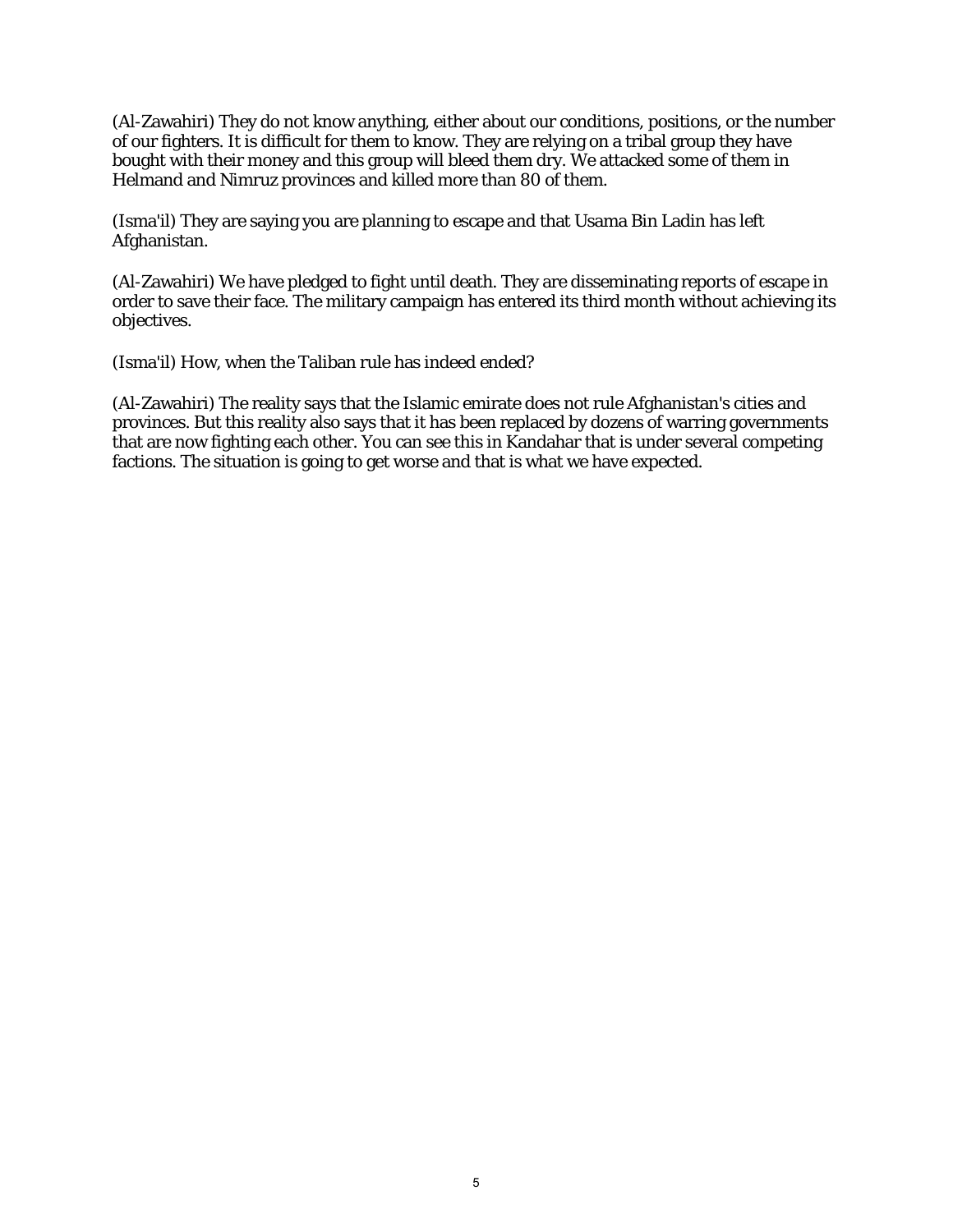(Al-Zawahiri) They do not know anything, either about our conditions, positions, or the number of our fighters. It is difficult for them to know. They are relying on a tribal group they have bought with their money and this group will bleed them dry. We attacked some of them in Helmand and Nimruz provinces and killed more than 80 of them.

(Isma'il) They are saying you are planning to escape and that Usama Bin Ladin has left Afghanistan.

(Al-Zawahiri) We have pledged to fight until death. They are disseminating reports of escape in order to save their face. The military campaign has entered its third month without achieving its objectives.

(Isma'il) How, when the Taliban rule has indeed ended?

(Al-Zawahiri) The reality says that the Islamic emirate does not rule Afghanistan's cities and provinces. But this reality also says that it has been replaced by dozens of warring governments that are now fighting each other. You can see this in Kandahar that is under several competing factions. The situation is going to get worse and that is what we have expected.